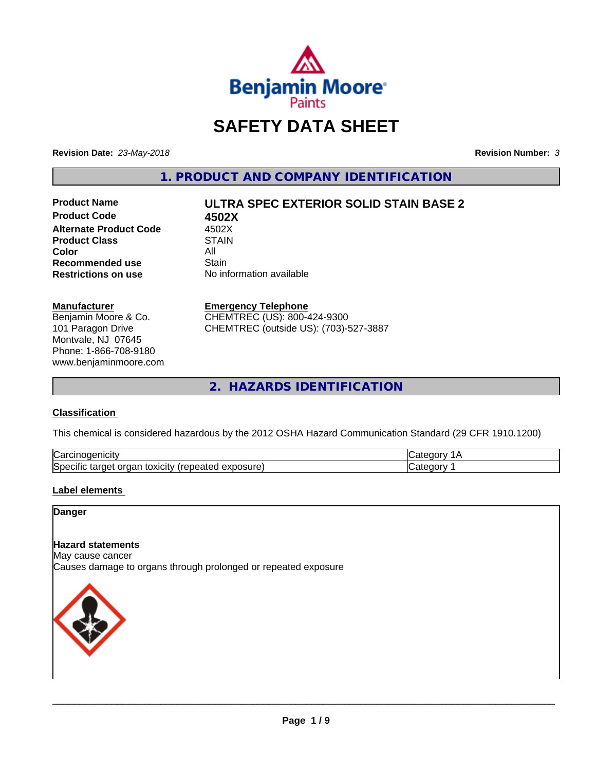# SAFETY DATA SHEET

**Revision Date:** *23-May-2018*

**Revision Number:** *3*

## 1. PRODUCT AND COMPANY IDENTIFICATION

| | |
|---|---|
| **Product Name** | **ULTRA SPEC EXTERIOR SOLID STAIN BASE 2** |
| **Product Code** | **4502X** |
| **Alternate Product Code** | 4502X |
| **Product Class** | STAIN |
| **Color** | All |
| **Recommended use** | Stain |
| **Restrictions on use** | No information available |

**Manufacturer**
Benjamin Moore & Co.
101 Paragon Drive
Montvale, NJ 07645
Phone: 1-866-708-9180
www.benjaminmoore.com

**Emergency Telephone**
CHEMTREC (US): 800-424-9300
CHEMTREC (outside US): (703)-527-3887

## 2. HAZARDS IDENTIFICATION

### Classification

This chemical is considered hazardous by the 2012 OSHA Hazard Communication Standard (29 CFR 1910.1200)

| | |
|---|---|
| Carcinogenicity | Category 1A |
| Specific target organ toxicity (repeated exposure) | Category 1 |

### Label elements

**Danger**

**Hazard statements**
May cause cancer
Causes damage to organs through prolonged or repeated exposure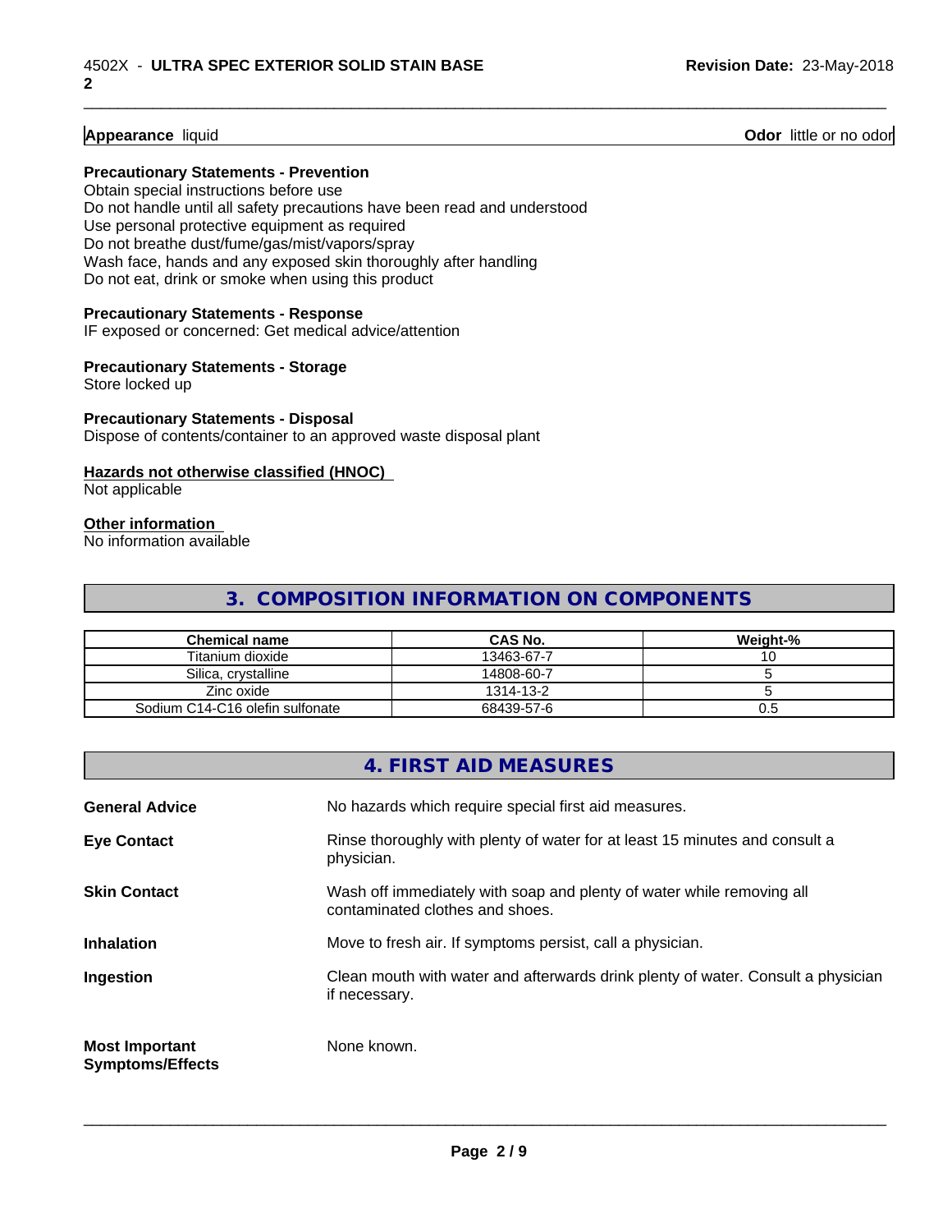**Appearance** liquid **Odor** little or no odor

**Precautionary Statements - Prevention**

Obtain special instructions before use
Do not handle until all safety precautions have been read and understood
Use personal protective equipment as required
Do not breathe dust/fume/gas/mist/vapors/spray
Wash face, hands and any exposed skin thoroughly after handling
Do not eat, drink or smoke when using this product

**Precautionary Statements - Response**

IF exposed or concerned: Get medical advice/attention

**Precautionary Statements - Storage**

Store locked up

**Precautionary Statements - Disposal**

Dispose of contents/container to an approved waste disposal plant

**Hazards not otherwise classified (HNOC)**

Not applicable

**Other information**

No information available

## 3. COMPOSITION INFORMATION ON COMPONENTS

| Chemical name | CAS No. | Weight-% |
|---|---|---|
| Titanium dioxide | 13463-67-7 | 10 |
| Silica, crystalline | 14808-60-7 | 5 |
| Zinc oxide | 1314-13-2 | 5 |
| Sodium C14-C16 olefin sulfonate | 68439-57-6 | 0.5 |

## 4. FIRST AID MEASURES

**General Advice** No hazards which require special first aid measures.

**Eye Contact** Rinse thoroughly with plenty of water for at least 15 minutes and consult a physician.

**Skin Contact** Wash off immediately with soap and plenty of water while removing all contaminated clothes and shoes.

**Inhalation** Move to fresh air. If symptoms persist, call a physician.

**Ingestion** Clean mouth with water and afterwards drink plenty of water. Consult a physician if necessary.

**Most Important Symptoms/Effects** None known.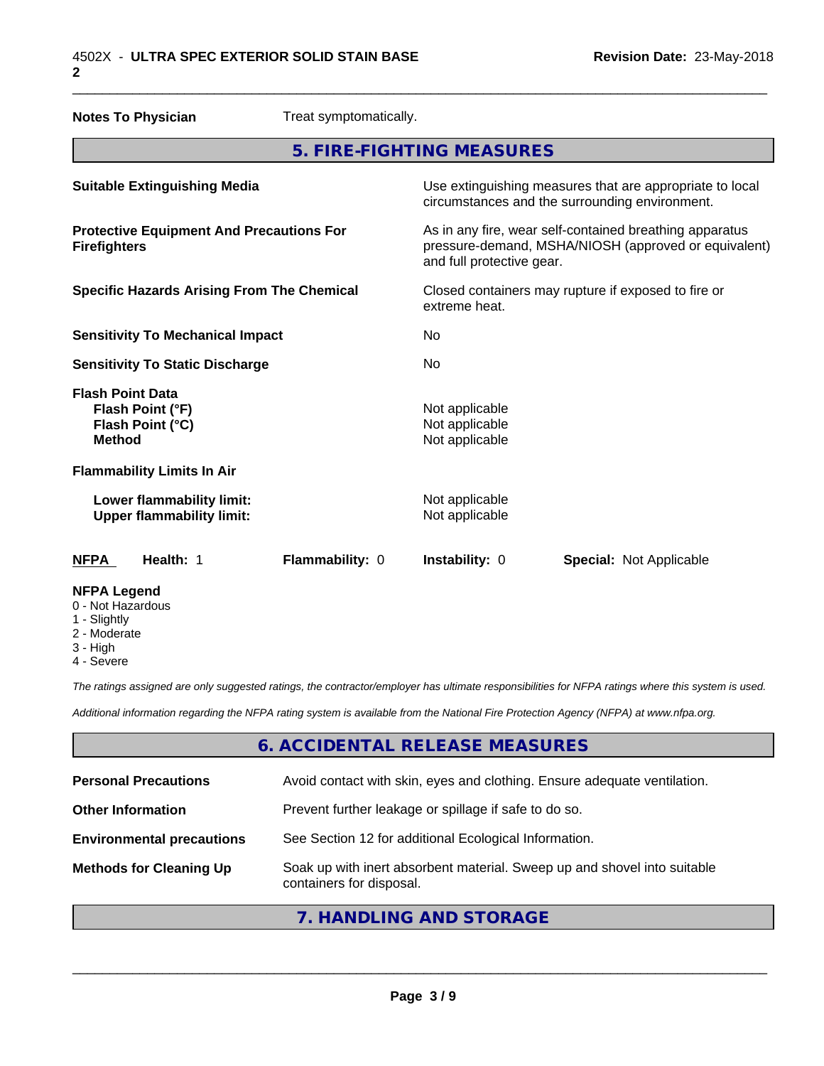**Notes To Physician** Treat symptomatically.

## 5. FIRE-FIGHTING MEASURES

| | |
|---|---|
| **Suitable Extinguishing Media** | Use extinguishing measures that are appropriate to local circumstances and the surrounding environment. |
| **Protective Equipment And Precautions For Firefighters** | As in any fire, wear self-contained breathing apparatus pressure-demand, MSHA/NIOSH (approved or equivalent) and full protective gear. |
| **Specific Hazards Arising From The Chemical** | Closed containers may rupture if exposed to fire or extreme heat. |
| **Sensitivity To Mechanical Impact** | No |
| **Sensitivity To Static Discharge** | No |
| **Flash Point Data** | |
| **Flash Point (°F)** | Not applicable |
| **Flash Point (°C)** | Not applicable |
| **Method** | Not applicable |
| **Flammability Limits In Air** | |
| **Lower flammability limit:** | Not applicable |
| **Upper flammability limit:** | Not applicable |

| **NFPA** | **Health:** 1 | **Flammability:** 0 | **Instability:** 0 | **Special:** Not Applicable |
|---|---|---|---|---|

**NFPA Legend**
- 0 - Not Hazardous
- 1 - Slightly
- 2 - Moderate
- 3 - High
- 4 - Severe

*The ratings assigned are only suggested ratings, the contractor/employer has ultimate responsibilities for NFPA ratings where this system is used.*

*Additional information regarding the NFPA rating system is available from the National Fire Protection Agency (NFPA) at www.nfpa.org.*

## 6. ACCIDENTAL RELEASE MEASURES

| | |
|---|---|
| **Personal Precautions** | Avoid contact with skin, eyes and clothing. Ensure adequate ventilation. |
| **Other Information** | Prevent further leakage or spillage if safe to do so. |
| **Environmental precautions** | See Section 12 for additional Ecological Information. |
| **Methods for Cleaning Up** | Soak up with inert absorbent material. Sweep up and shovel into suitable containers for disposal. |

## 7. HANDLING AND STORAGE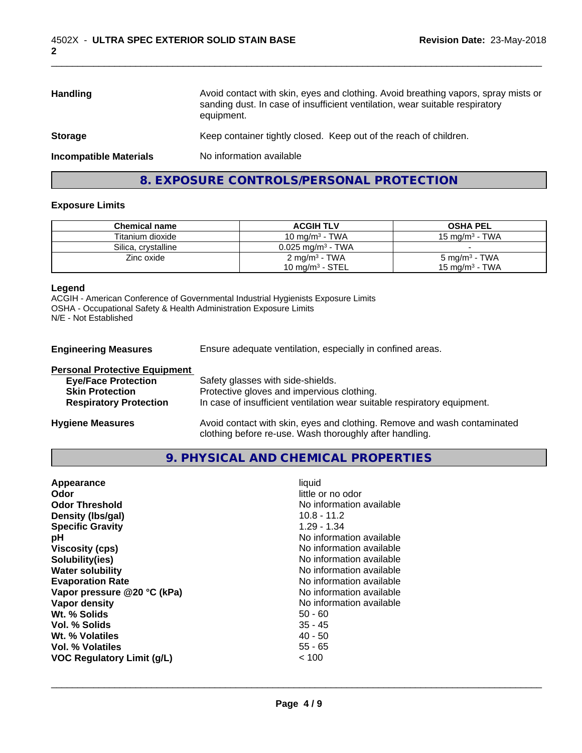| | |
|---|---|
| **Handling** | Avoid contact with skin, eyes and clothing. Avoid breathing vapors, spray mists or sanding dust. In case of insufficient ventilation, wear suitable respiratory equipment. |
| **Storage** | Keep container tightly closed. Keep out of the reach of children. |
| **Incompatible Materials** | No information available |

## 8. EXPOSURE CONTROLS/PERSONAL PROTECTION

### Exposure Limits

| Chemical name | ACGIH TLV | OSHA PEL |
|---|---|---|
| Titanium dioxide | 10 mg/m³ - TWA | 15 mg/m³ - TWA |
| Silica, crystalline | 0.025 mg/m³ - TWA | - |
| Zinc oxide | 2 mg/m³ - TWA<br>10 mg/m³ - STEL | 5 mg/m³ - TWA<br>15 mg/m³ - TWA |

**Legend**
ACGIH - American Conference of Governmental Industrial Hygienists Exposure Limits
OSHA - Occupational Safety & Health Administration Exposure Limits
N/E - Not Established

**Engineering Measures** Ensure adequate ventilation, especially in confined areas.

**Personal Protective Equipment**

| | |
|---|---|
| **Eye/Face Protection** | Safety glasses with side-shields. |
| **Skin Protection** | Protective gloves and impervious clothing. |
| **Respiratory Protection** | In case of insufficient ventilation wear suitable respiratory equipment. |

**Hygiene Measures** Avoid contact with skin, eyes and clothing. Remove and wash contaminated clothing before re-use. Wash thoroughly after handling.

## 9. PHYSICAL AND CHEMICAL PROPERTIES

| | |
|---|---|
| **Appearance** | liquid |
| **Odor** | little or no odor |
| **Odor Threshold** | No information available |
| **Density (lbs/gal)** | 10.8 - 11.2 |
| **Specific Gravity** | 1.29 - 1.34 |
| **pH** | No information available |
| **Viscosity (cps)** | No information available |
| **Solubility(ies)** | No information available |
| **Water solubility** | No information available |
| **Evaporation Rate** | No information available |
| **Vapor pressure @20 °C (kPa)** | No information available |
| **Vapor density** | No information available |
| **Wt. % Solids** | 50 - 60 |
| **Vol. % Solids** | 35 - 45 |
| **Wt. % Volatiles** | 40 - 50 |
| **Vol. % Volatiles** | 55 - 65 |
| **VOC Regulatory Limit (g/L)** | < 100 |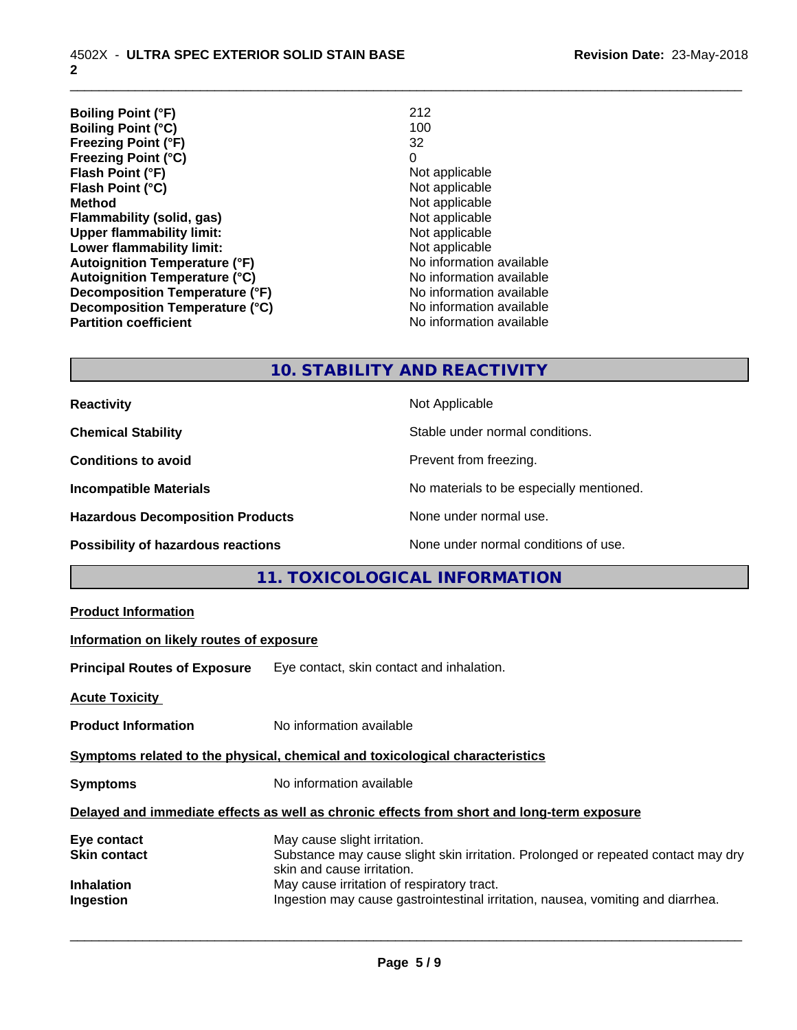| | |
|---|---|
| **Boiling Point (°F)** | 212 |
| **Boiling Point (°C)** | 100 |
| **Freezing Point (°F)** | 32 |
| **Freezing Point (°C)** | 0 |
| **Flash Point (°F)** | Not applicable |
| **Flash Point (°C)** | Not applicable |
| **Method** | Not applicable |
| **Flammability (solid, gas)** | Not applicable |
| **Upper flammability limit:** | Not applicable |
| **Lower flammability limit:** | Not applicable |
| **Autoignition Temperature (°F)** | No information available |
| **Autoignition Temperature (°C)** | No information available |
| **Decomposition Temperature (°F)** | No information available |
| **Decomposition Temperature (°C)** | No information available |
| **Partition coefficient** | No information available |

## 10. STABILITY AND REACTIVITY

| | |
|---|---|
| **Reactivity** | Not Applicable |
| **Chemical Stability** | Stable under normal conditions. |
| **Conditions to avoid** | Prevent from freezing. |
| **Incompatible Materials** | No materials to be especially mentioned. |
| **Hazardous Decomposition Products** | None under normal use. |
| **Possibility of hazardous reactions** | None under normal conditions of use. |

## 11. TOXICOLOGICAL INFORMATION

**Product Information**

**Information on likely routes of exposure**

**Principal Routes of Exposure** Eye contact, skin contact and inhalation.

**Acute Toxicity**

**Product Information** No information available

**Symptoms related to the physical, chemical and toxicological characteristics**

**Symptoms** No information available

**Delayed and immediate effects as well as chronic effects from short and long-term exposure**

| | |
|---|---|
| **Eye contact** | May cause slight irritation. |
| **Skin contact** | Substance may cause slight skin irritation. Prolonged or repeated contact may dry skin and cause irritation. |
| **Inhalation** | May cause irritation of respiratory tract. |
| **Ingestion** | Ingestion may cause gastrointestinal irritation, nausea, vomiting and diarrhea. |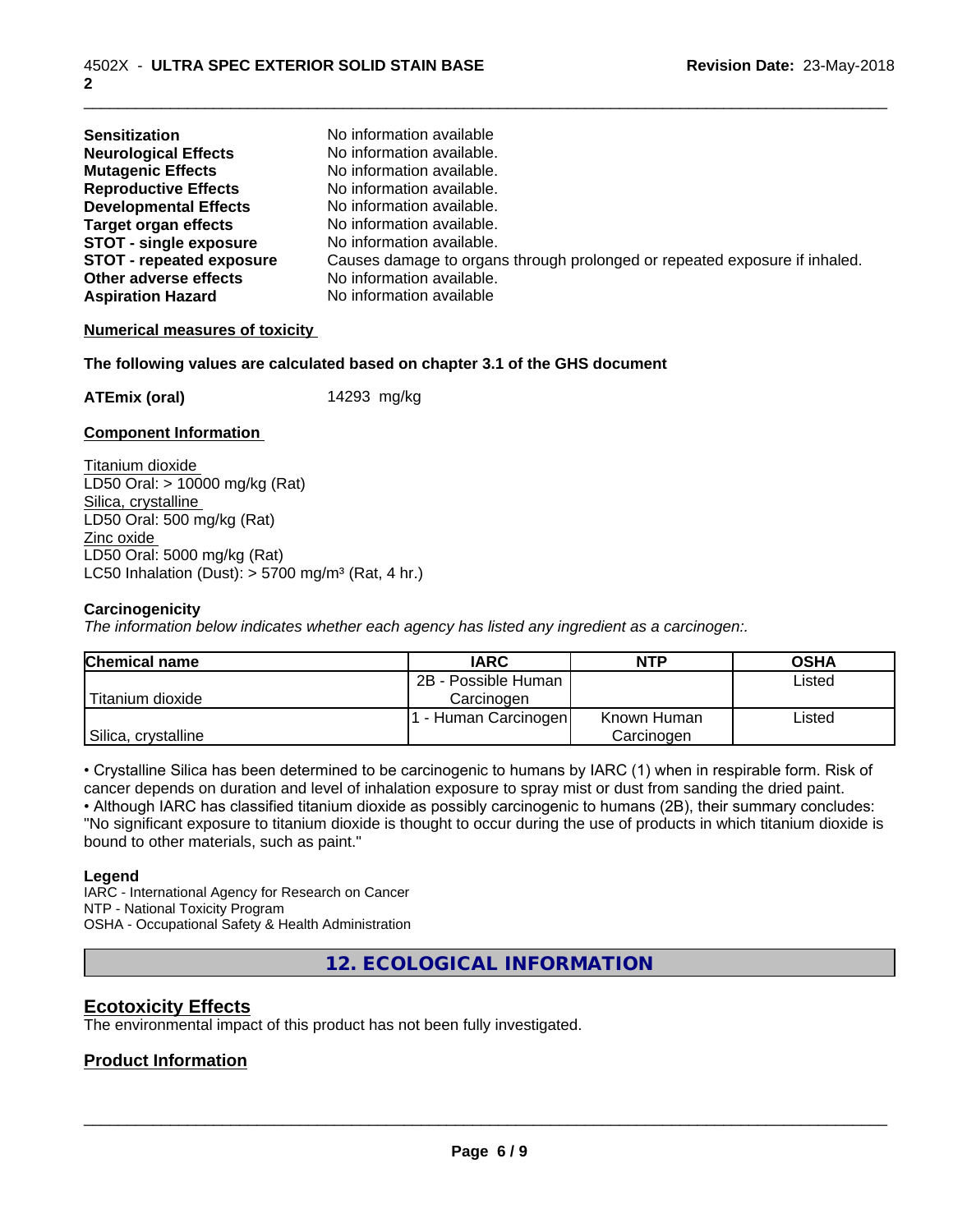| | |
|---|---|
| **Sensitization** | No information available |
| **Neurological Effects** | No information available. |
| **Mutagenic Effects** | No information available. |
| **Reproductive Effects** | No information available. |
| **Developmental Effects** | No information available. |
| **Target organ effects** | No information available. |
| **STOT - single exposure** | No information available. |
| **STOT - repeated exposure** | Causes damage to organs through prolonged or repeated exposure if inhaled. |
| **Other adverse effects** | No information available. |
| **Aspiration Hazard** | No information available |

**Numerical measures of toxicity**

**The following values are calculated based on chapter 3.1 of the GHS document**

**ATEmix (oral)** 14293 mg/kg

**Component Information**

Titanium dioxide
LD50 Oral: > 10000 mg/kg (Rat)
Silica, crystalline
LD50 Oral: 500 mg/kg (Rat)
Zinc oxide
LD50 Oral: 5000 mg/kg (Rat)
LC50 Inhalation (Dust): > 5700 mg/m³ (Rat, 4 hr.)

**Carcinogenicity**

*The information below indicates whether each agency has listed any ingredient as a carcinogen:.*

| Chemical name | IARC | NTP | OSHA |
|---|---|---|---|
| Titanium dioxide | 2B - Possible Human Carcinogen | | Listed |
| Silica, crystalline | 1 - Human Carcinogen | Known Human Carcinogen | Listed |

• Crystalline Silica has been determined to be carcinogenic to humans by IARC (1) when in respirable form. Risk of cancer depends on duration and level of inhalation exposure to spray mist or dust from sanding the dried paint.
• Although IARC has classified titanium dioxide as possibly carcinogenic to humans (2B), their summary concludes: "No significant exposure to titanium dioxide is thought to occur during the use of products in which titanium dioxide is bound to other materials, such as paint."

**Legend**

IARC - International Agency for Research on Cancer
NTP - National Toxicity Program
OSHA - Occupational Safety & Health Administration

## 12. ECOLOGICAL INFORMATION

### Ecotoxicity Effects

The environmental impact of this product has not been fully investigated.

### Product Information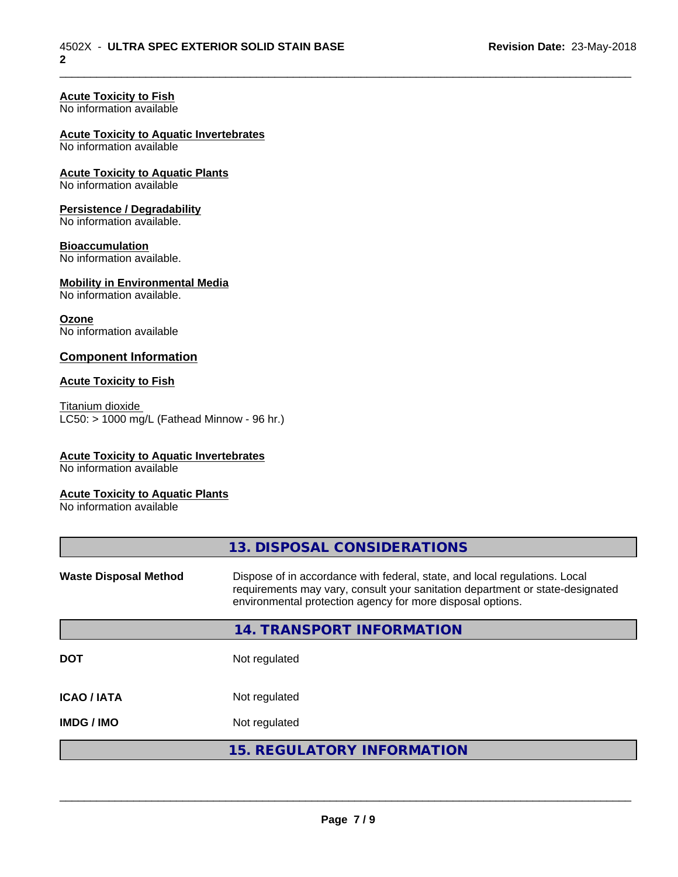### Acute Toxicity to Fish
No information available

### Acute Toxicity to Aquatic Invertebrates
No information available

### Acute Toxicity to Aquatic Plants
No information available

### Persistence / Degradability
No information available.

### Bioaccumulation
No information available.

### Mobility in Environmental Media
No information available.

### Ozone
No information available

## Component Information

### Acute Toxicity to Fish

Titanium dioxide
LC50: > 1000 mg/L (Fathead Minnow - 96 hr.)

### Acute Toxicity to Aquatic Invertebrates
No information available

### Acute Toxicity to Aquatic Plants
No information available

## 13. DISPOSAL CONSIDERATIONS

| | |
|---|---|
| **Waste Disposal Method** | Dispose of in accordance with federal, state, and local regulations. Local requirements may vary, consult your sanitation department or state-designated environmental protection agency for more disposal options. |

## 14. TRANSPORT INFORMATION

| | |
|---|---|
| **DOT** | Not regulated |
| **ICAO / IATA** | Not regulated |
| **IMDG / IMO** | Not regulated |

## 15. REGULATORY INFORMATION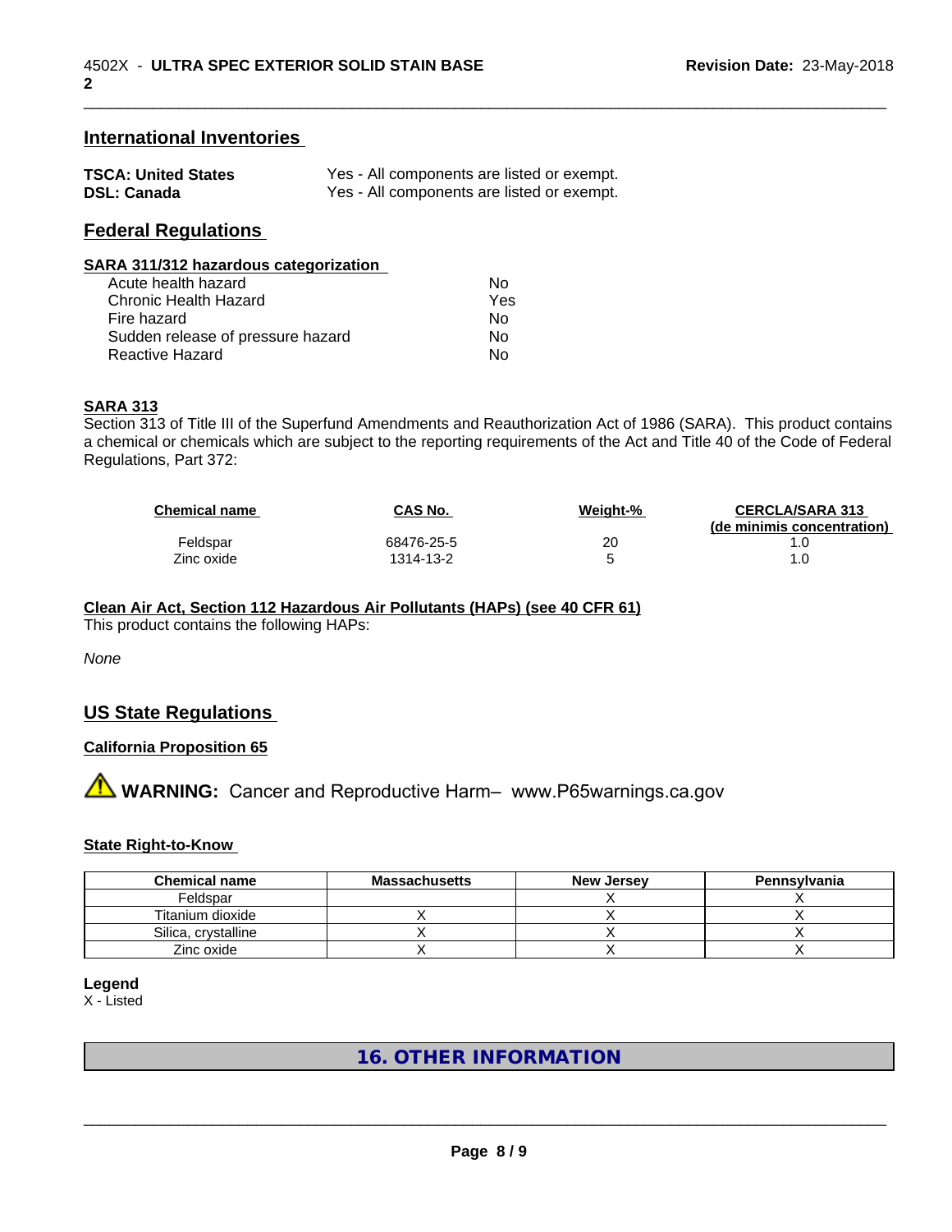## International Inventories

| | |
|---|---|
| **TSCA: United States** | Yes - All components are listed or exempt. |
| **DSL: Canada** | Yes - All components are listed or exempt. |

## Federal Regulations

**SARA 311/312 hazardous categorization**

| | |
|---|---|
| Acute health hazard | No |
| Chronic Health Hazard | Yes |
| Fire hazard | No |
| Sudden release of pressure hazard | No |
| Reactive Hazard | No |

**SARA 313**

Section 313 of Title III of the Superfund Amendments and Reauthorization Act of 1986 (SARA). This product contains a chemical or chemicals which are subject to the reporting requirements of the Act and Title 40 of the Code of Federal Regulations, Part 372:

| Chemical name | CAS No. | Weight-% | CERCLA/SARA 313 (de minimis concentration) |
|---|---|---|---|
| Feldspar | 68476-25-5 | 20 | 1.0 |
| Zinc oxide | 1314-13-2 | 5 | 1.0 |

**Clean Air Act, Section 112 Hazardous Air Pollutants (HAPs) (see 40 CFR 61)**

This product contains the following HAPs:

*None*

## US State Regulations

**California Proposition 65**

⚠ **WARNING:** Cancer and Reproductive Harm– www.P65warnings.ca.gov

**State Right-to-Know**

| Chemical name | Massachusetts | New Jersey | Pennsylvania |
|---|---|---|---|
| Feldspar | | X | X |
| Titanium dioxide | X | X | X |
| Silica, crystalline | X | X | X |
| Zinc oxide | X | X | X |

**Legend**

X - Listed

## 16. OTHER INFORMATION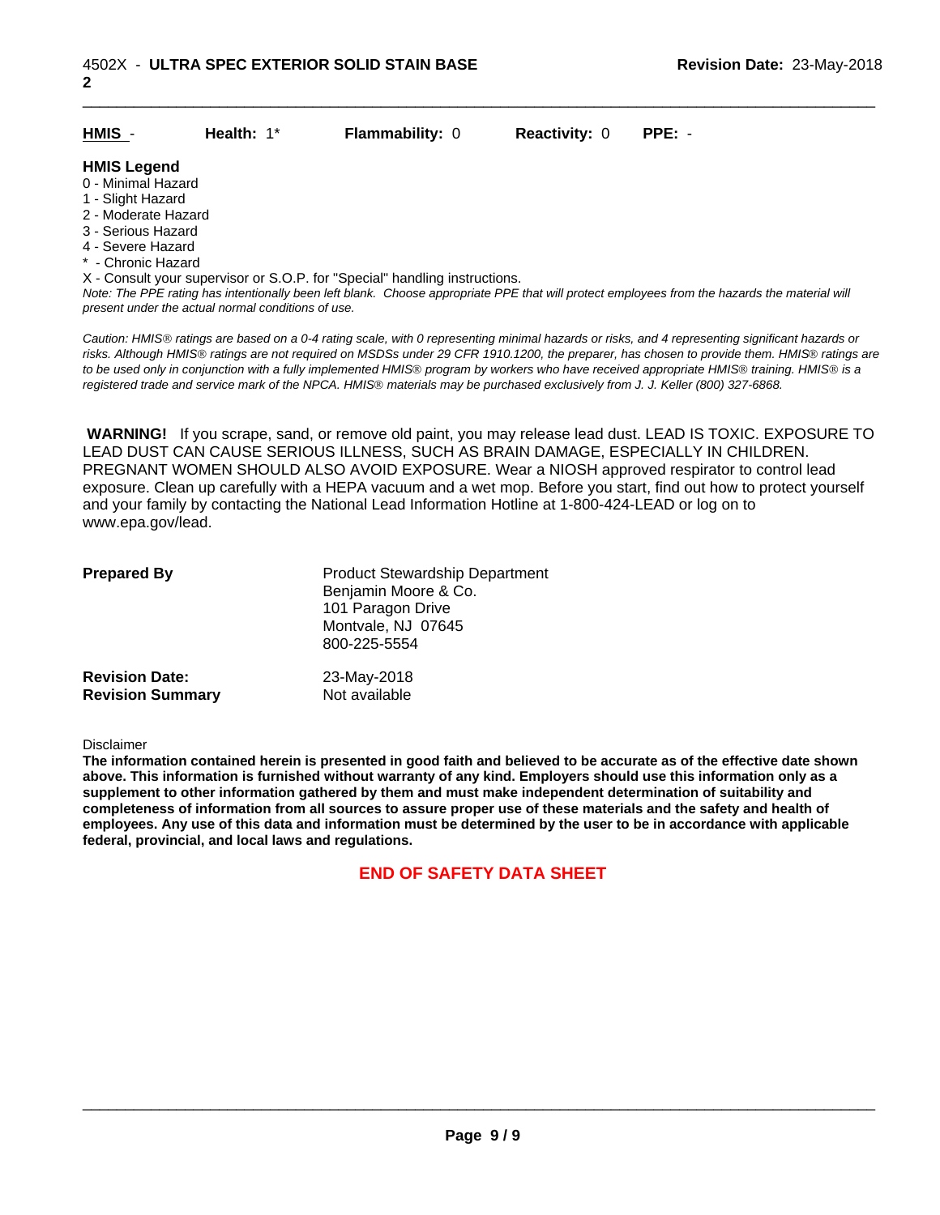| HMIS - | Health: 1* | Flammability: 0 | Reactivity: 0 | PPE: - |
|---|---|---|---|---|

**HMIS Legend**

0 - Minimal Hazard
1 - Slight Hazard
2 - Moderate Hazard
3 - Serious Hazard
4 - Severe Hazard
* - Chronic Hazard
X - Consult your supervisor or S.O.P. for "Special" handling instructions.

*Note: The PPE rating has intentionally been left blank. Choose appropriate PPE that will protect employees from the hazards the material will present under the actual normal conditions of use.*

*Caution: HMIS® ratings are based on a 0-4 rating scale, with 0 representing minimal hazards or risks, and 4 representing significant hazards or risks. Although HMIS® ratings are not required on MSDSs under 29 CFR 1910.1200, the preparer, has chosen to provide them. HMIS® ratings are to be used only in conjunction with a fully implemented HMIS® program by workers who have received appropriate HMIS® training. HMIS® is a registered trade and service mark of the NPCA. HMIS® materials may be purchased exclusively from J. J. Keller (800) 327-6868.*

**WARNING!** If you scrape, sand, or remove old paint, you may release lead dust. LEAD IS TOXIC. EXPOSURE TO LEAD DUST CAN CAUSE SERIOUS ILLNESS, SUCH AS BRAIN DAMAGE, ESPECIALLY IN CHILDREN. PREGNANT WOMEN SHOULD ALSO AVOID EXPOSURE. Wear a NIOSH approved respirator to control lead exposure. Clean up carefully with a HEPA vacuum and a wet mop. Before you start, find out how to protect yourself and your family by contacting the National Lead Information Hotline at 1-800-424-LEAD or log on to www.epa.gov/lead.

**Prepared By**
Product Stewardship Department
Benjamin Moore & Co.
101 Paragon Drive
Montvale, NJ 07645
800-225-5554

**Revision Date:** 23-May-2018
**Revision Summary** Not available

Disclaimer

**The information contained herein is presented in good faith and believed to be accurate as of the effective date shown above. This information is furnished without warranty of any kind. Employers should use this information only as a supplement to other information gathered by them and must make independent determination of suitability and completeness of information from all sources to assure proper use of these materials and the safety and health of employees. Any use of this data and information must be determined by the user to be in accordance with applicable federal, provincial, and local laws and regulations.**

**END OF SAFETY DATA SHEET**